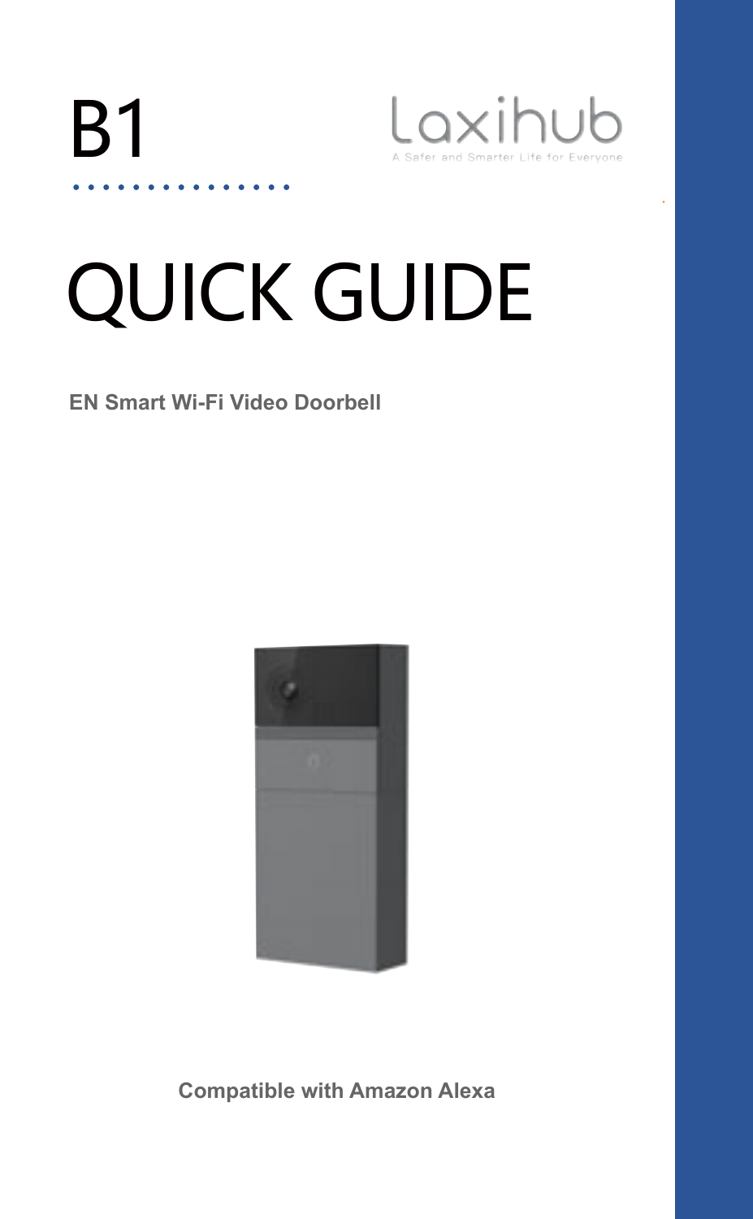B1

Laxihub

A Safer and Smarter Life for Everyone

# QUICK GUIDE

**EN Smart Wi-Fi Video Doorbell**

**Compatible with Amazon Alexa**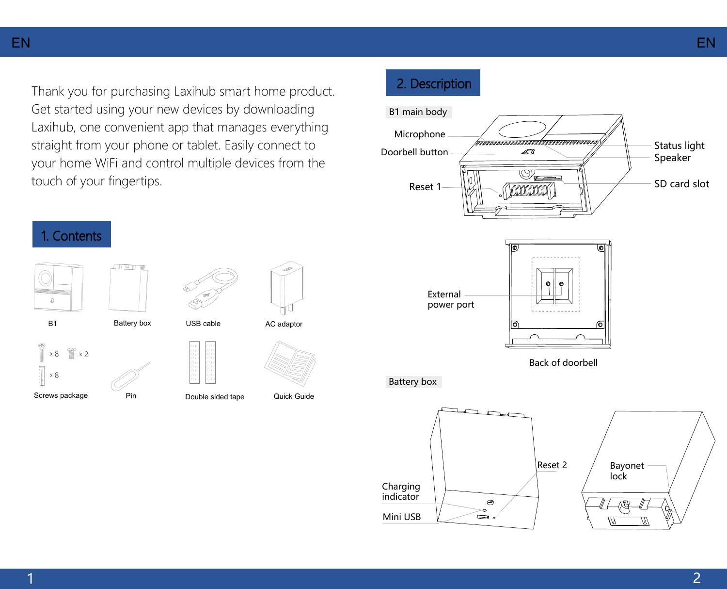Thank you for purchasing Laxihub smart home product. Get started using your new devices by downloading Laxihub, one convenient app that manages everything straight from your phone or tablet. Easily connect to your home WiFi and control multiple devices from the touch of your fingertips.

## 1. Contents

B1

Battery box

USB cable

AC adaptor

x 8

x 2

x 8

Screws package

Pin

Double sided tape

Quick Guide

## 2. Description

B1 main body

Microphone

Doorbell button

Reset 1

Status light

Speaker

SD card slot

External power port

Back of doorbell

Battery box

Reset 2

Charging indicator

Mini USB

Bayonet lock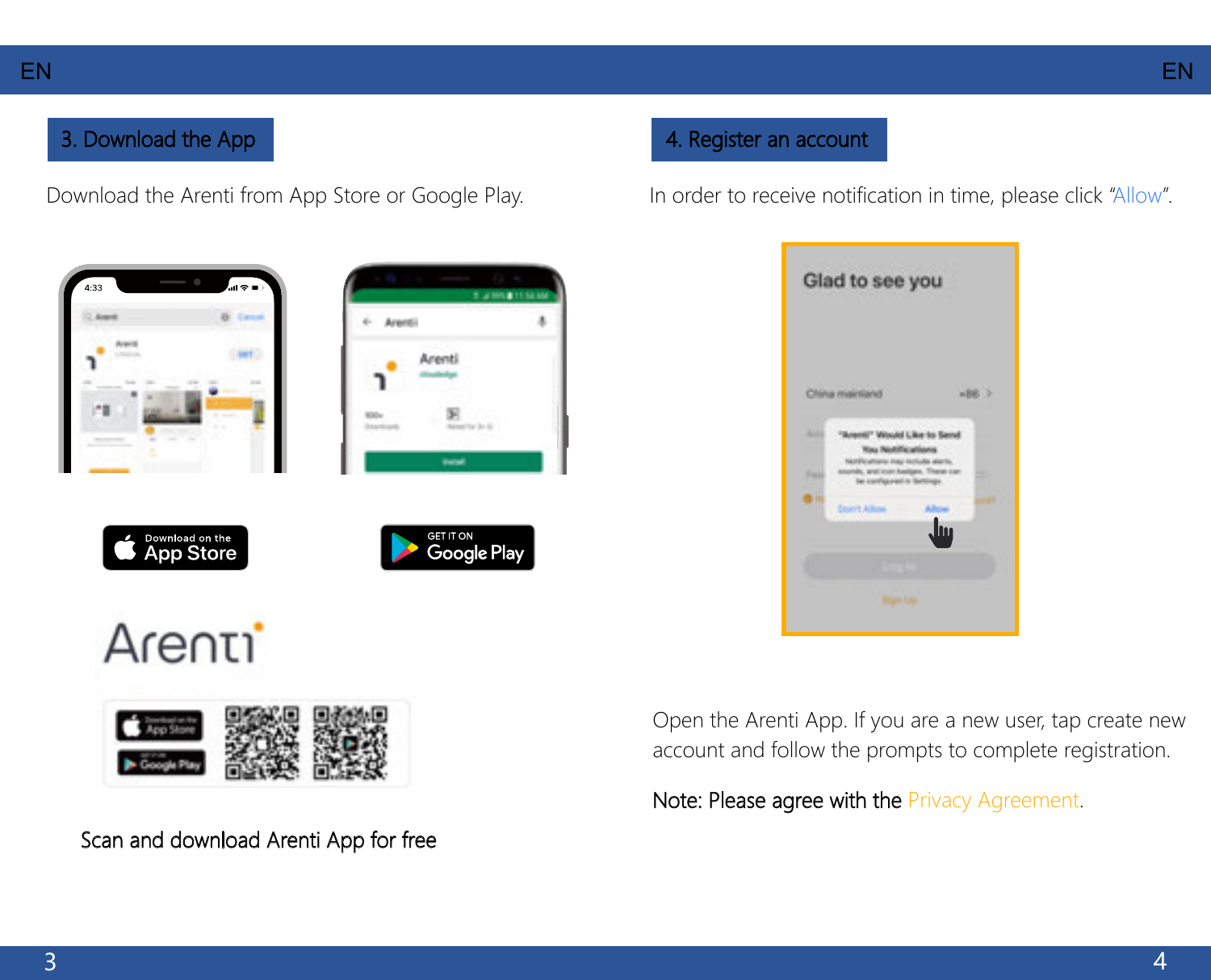## 3. Download the App

Download the Arenti from App Store or Google Play.

Scan and download Arenti App for free

## 4. Register an account

In order to receive notification in time, please click "Allow".

Open the Arenti App. If you are a new user, tap create new account and follow the prompts to complete registration.

Note: Please agree with the Privacy Agreement.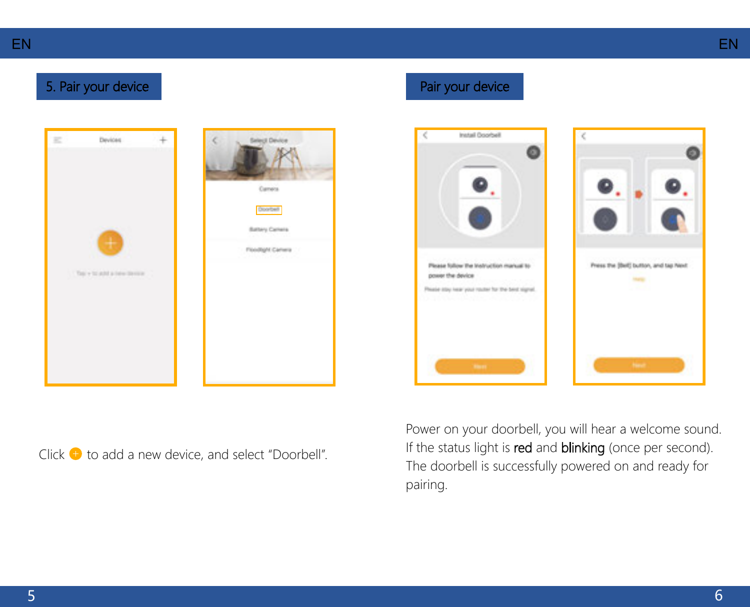## 5. Pair your device

Click ⊕ to add a new device, and select “Doorbell”.

## Pair your device

Power on your doorbell, you will hear a welcome sound. If the status light is red and blinking (once per second). The doorbell is successfully powered on and ready for pairing.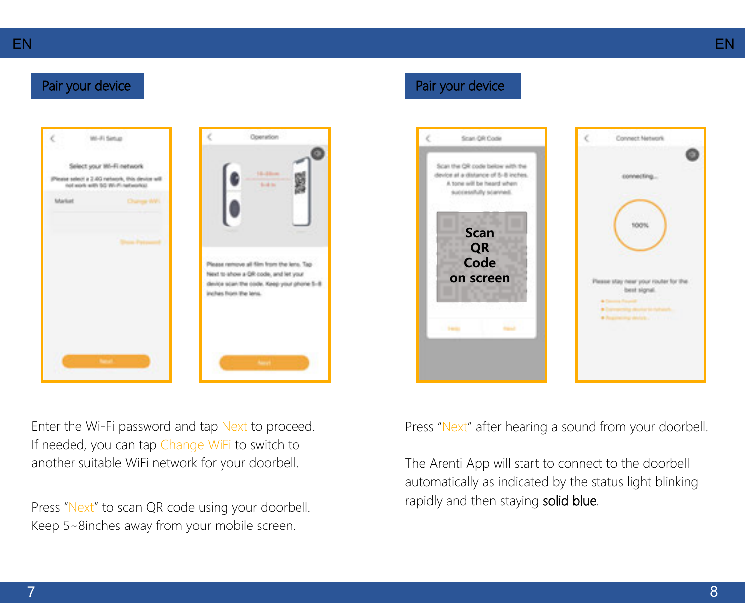## Pair your device

Enter the Wi-Fi password and tap Next to proceed. If needed, you can tap Change WiFi to switch to another suitable WiFi network for your doorbell.

Press "Next" to scan QR code using your doorbell. Keep 5~8inches away from your mobile screen.

## Pair your device

Scan QR Code on screen

Press "Next" after hearing a sound from your doorbell.

The Arenti App will start to connect to the doorbell automatically as indicated by the status light blinking rapidly and then staying solid blue.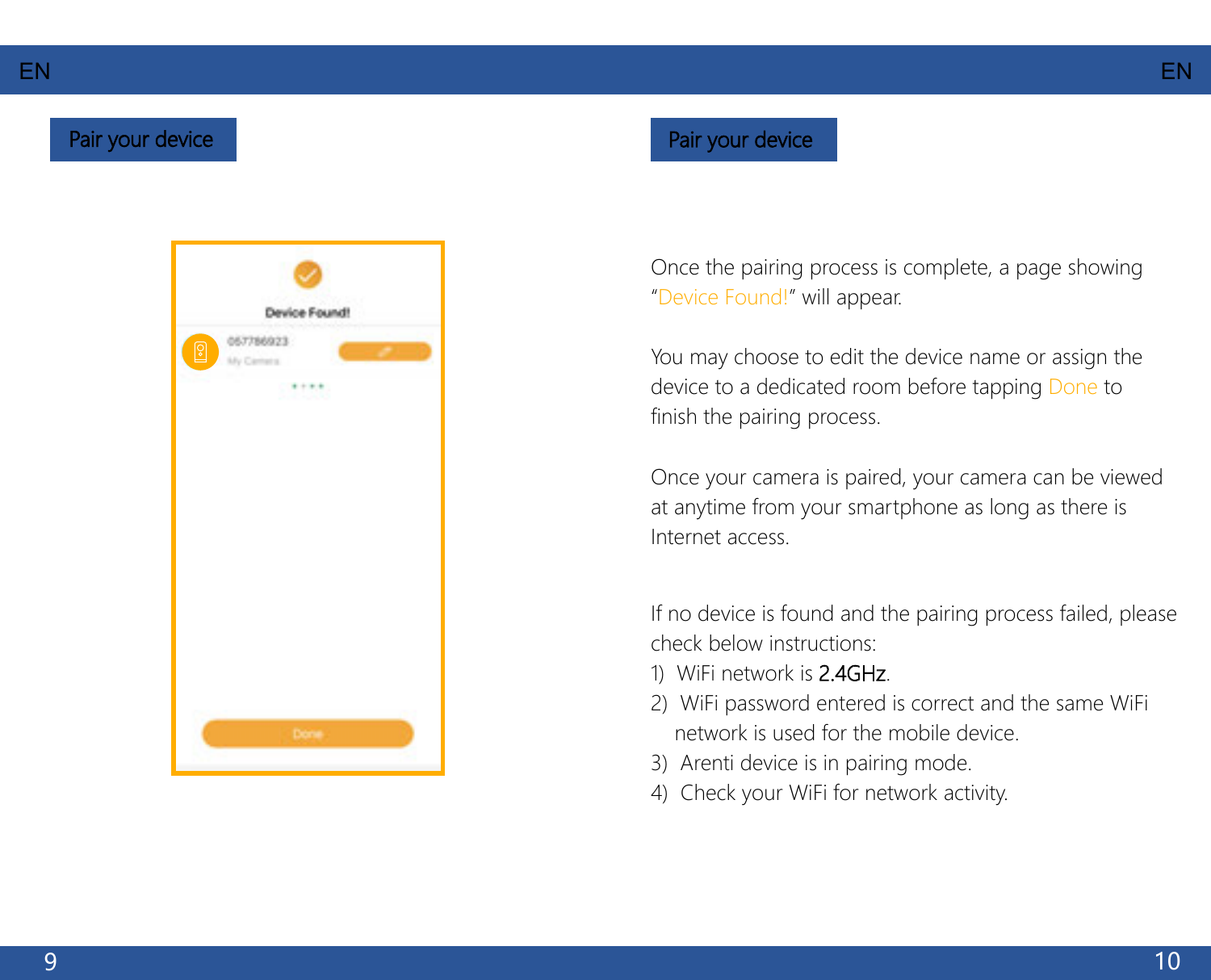## Pair your device

Device Found!

0577866923

My Camera

Done

## Pair your device

Once the pairing process is complete, a page showing "Device Found!" will appear.

You may choose to edit the device name or assign the device to a dedicated room before tapping Done to finish the pairing process.

Once your camera is paired, your camera can be viewed at anytime from your smartphone as long as there is Internet access.

If no device is found and the pairing process failed, please check below instructions:

1) WiFi network is 2.4GHz.
2) WiFi password entered is correct and the same WiFi network is used for the mobile device.
3) Arenti device is in pairing mode.
4) Check your WiFi for network activity.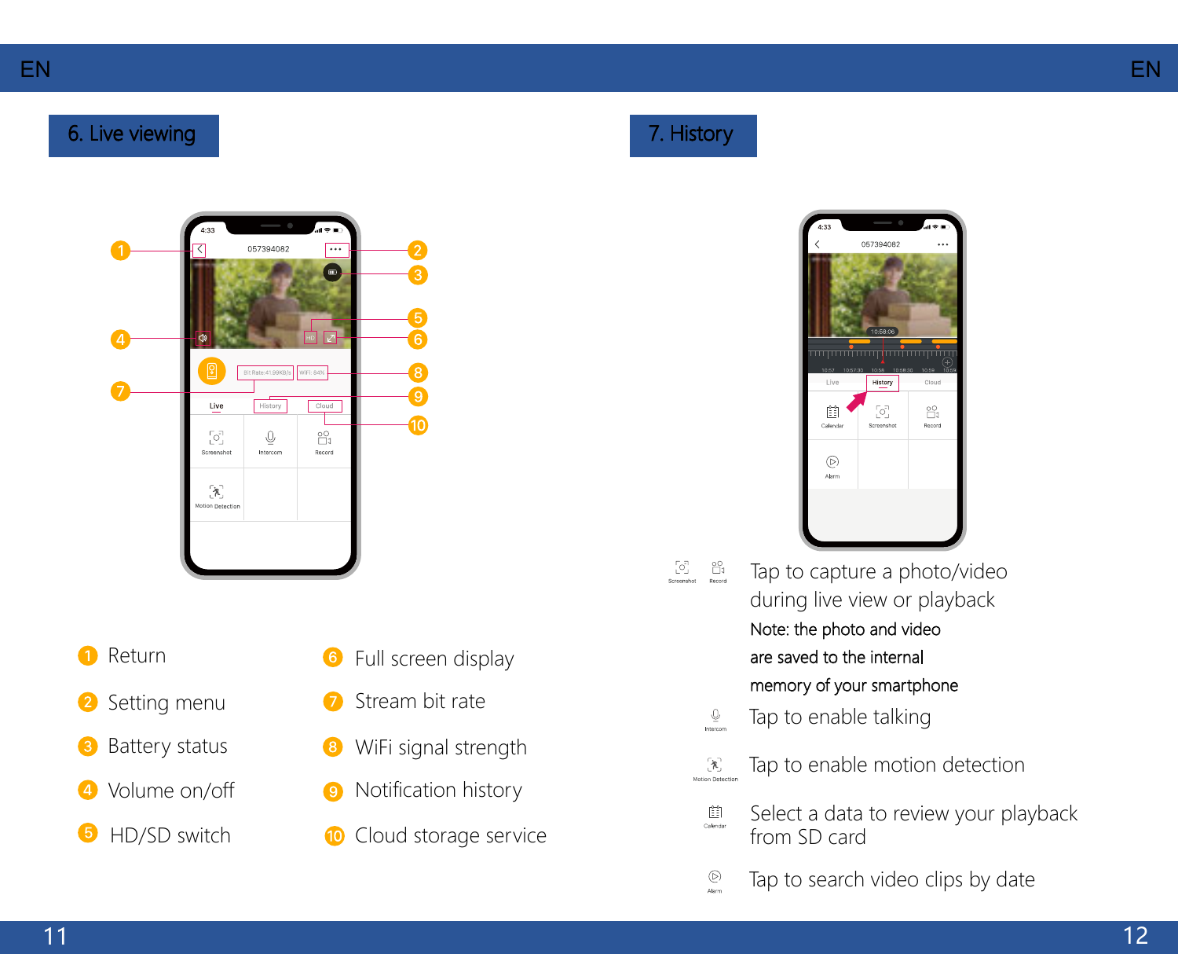## 6. Live viewing

1. Return
2. Setting menu
3. Battery status
4. Volume on/off
5. HD/SD switch
6. Full screen display
7. Stream bit rate
8. WiFi signal strength
9. Notification history
10. Cloud storage service

## 7. History

Tap to capture a photo/video during live view or playback

Note: the photo and video are saved to the internal memory of your smartphone

Tap to enable talking

Tap to enable motion detection

Select a data to review your playback from SD card

Tap to search video clips by date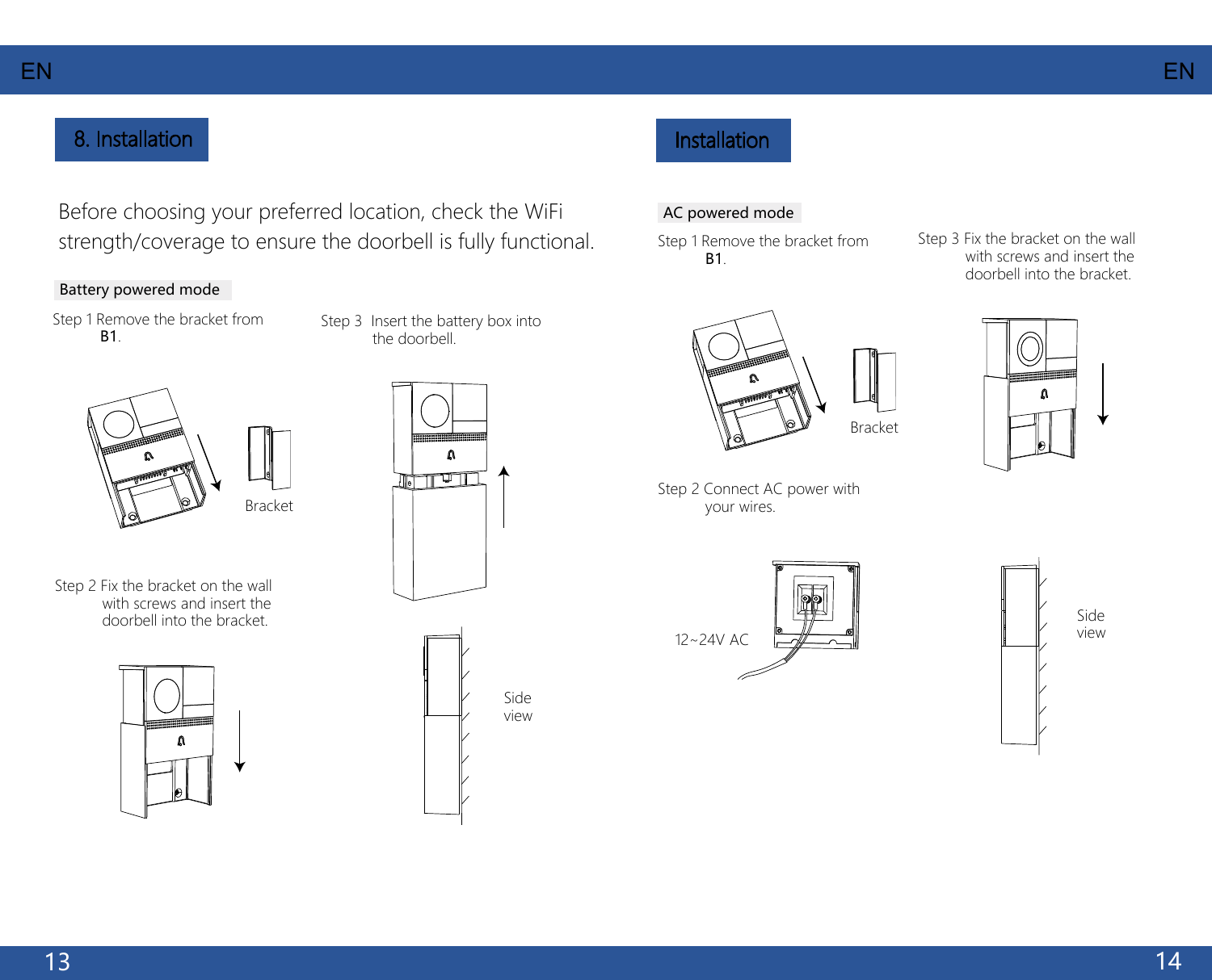## 8. Installation

Before choosing your preferred location, check the WiFi strength/coverage to ensure the doorbell is fully functional.

### Battery powered mode

Step 1 Remove the bracket from B1.

Bracket

Step 2 Fix the bracket on the wall with screws and insert the doorbell into the bracket.

Step 3 Insert the battery box into the doorbell.

Side view

## Installation

### AC powered mode

Step 1 Remove the bracket from B1.

Bracket

Step 2 Connect AC power with your wires.

12~24V AC

Step 3 Fix the bracket on the wall with screws and insert the doorbell into the bracket.

Side view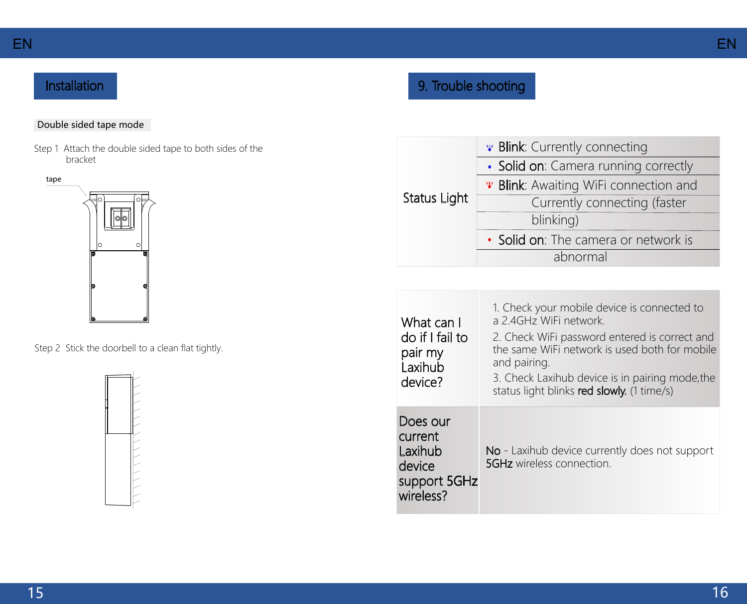## Installation

### Double sided tape mode

Step 1 Attach the double sided tape to both sides of the bracket

tape

Step 2 Stick the doorbell to a clean flat tightly.

## 9. Trouble shooting

| | |
|---|---|
| Status Light | **Blink**: Currently connecting |
| | **Solid on**: Camera running correctly |
| | **Blink**: Awaiting WiFi connection and Currently connecting (faster blinking) |
| | **Solid on**: The camera or network is abnormal |

| | |
|---|---|
| What can I do if I fail to pair my Laxihub device? | 1. Check your mobile device is connected to a 2.4GHz WiFi network.<br>2. Check WiFi password entered is correct and the same WiFi network is used both for mobile and pairing.<br>3. Check Laxihub device is in pairing mode,the status light blinks **red slowly.** (1 time/s) |
| Does our current Laxihub device support 5GHz wireless? | **No** - Laxihub device currently does not support **5GHz** wireless connection. |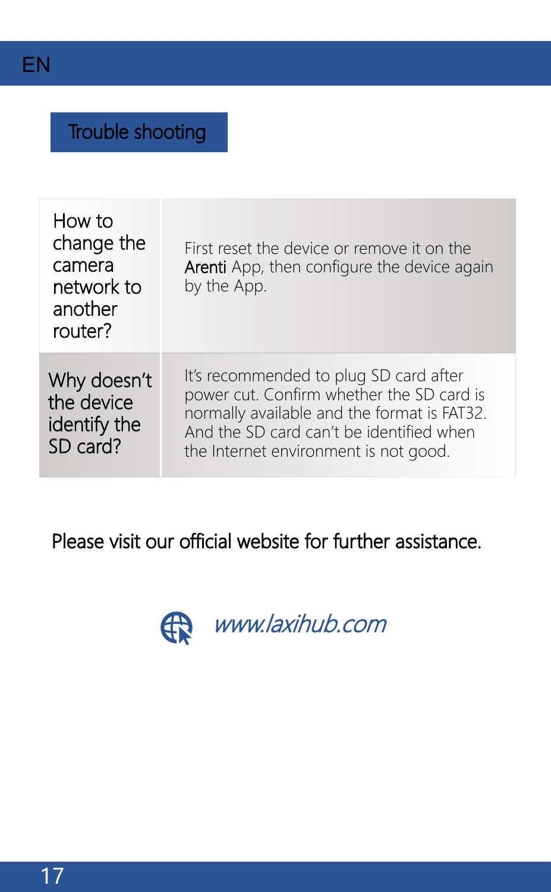## Trouble shooting

| | |
|---|---|
| How to change the camera network to another router? | First reset the device or remove it on the Arenti App, then configure the device again by the App. |
| Why doesn't the device identify the SD card? | It's recommended to plug SD card after power cut. Confirm whether the SD card is normally available and the format is FAT32. And the SD card can't be identified when the Internet environment is not good. |

Please visit our official website for further assistance.

*www.laxihub.com*